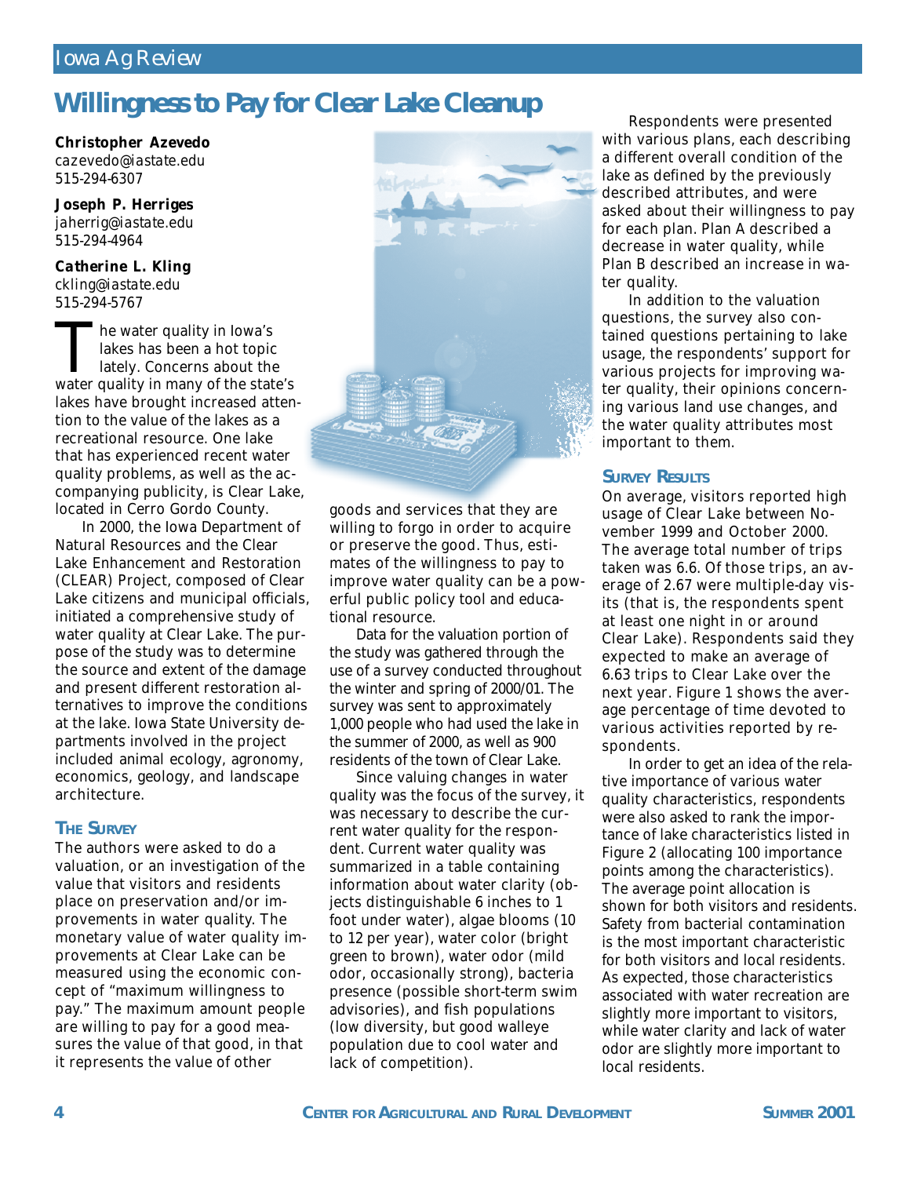# Willingness to Pay for Clear Lake Cleanup

**Christopher Azevedo**
cazevedo@iastate.edu
515-294-6307

**Joseph P. Herriges**
jaherrig@iastate.edu
515-294-4964

**Catherine L. Kling**
ckling@iastate.edu
515-294-5767

The water quality in Iowa's lakes has been a hot topic lately. Concerns about the water quality in many of the state's lakes have brought increased attention to the value of the lakes as a recreational resource. One lake that has experienced recent water quality problems, as well as the accompanying publicity, is Clear Lake, located in Cerro Gordo County.

In 2000, the Iowa Department of Natural Resources and the Clear Lake Enhancement and Restoration (CLEAR) Project, composed of Clear Lake citizens and municipal officials, initiated a comprehensive study of water quality at Clear Lake. The purpose of the study was to determine the source and extent of the damage and present different restoration alternatives to improve the conditions at the lake. Iowa State University departments involved in the project included animal ecology, agronomy, economics, geology, and landscape architecture.

## The Survey

The authors were asked to do a valuation, or an investigation of the value that visitors and residents place on preservation and/or improvements in water quality. The monetary value of water quality improvements at Clear Lake can be measured using the economic concept of "maximum willingness to pay." The maximum amount people are willing to pay for a good measures the value of that good, in that it represents the value of other goods and services that they are willing to forgo in order to acquire or preserve the good. Thus, estimates of the willingness to pay to improve water quality can be a powerful public policy tool and educational resource.

Data for the valuation portion of the study was gathered through the use of a survey conducted throughout the winter and spring of 2000/01. The survey was sent to approximately 1,000 people who had used the lake in the summer of 2000, as well as 900 residents of the town of Clear Lake.

Since valuing changes in water quality was the focus of the survey, it was necessary to describe the current water quality for the respondent. Current water quality was summarized in a table containing information about water clarity (objects distinguishable 6 inches to 1 foot under water), algae blooms (10 to 12 per year), water color (bright green to brown), water odor (mild odor, occasionally strong), bacteria presence (possible short-term swim advisories), and fish populations (low diversity, but good walleye population due to cool water and lack of competition).

Respondents were presented with various plans, each describing a different overall condition of the lake as defined by the previously described attributes, and were asked about their willingness to pay for each plan. Plan A described a decrease in water quality, while Plan B described an increase in water quality.

In addition to the valuation questions, the survey also contained questions pertaining to lake usage, the respondents' support for various projects for improving water quality, their opinions concerning various land use changes, and the water quality attributes most important to them.

## Survey Results

On average, visitors reported high usage of Clear Lake between November 1999 and October 2000. The average total number of trips taken was 6.6. Of those trips, an average of 2.67 were multiple-day visits (that is, the respondents spent at least one night in or around Clear Lake). Respondents said they expected to make an average of 6.63 trips to Clear Lake over the next year. Figure 1 shows the average percentage of time devoted to various activities reported by respondents.

In order to get an idea of the relative importance of various water quality characteristics, respondents were also asked to rank the importance of lake characteristics listed in Figure 2 (allocating 100 importance points among the characteristics). The average point allocation is shown for both visitors and residents. Safety from bacterial contamination is the most important characteristic for both visitors and local residents. As expected, those characteristics associated with water recreation are slightly more important to visitors, while water clarity and lack of water odor are slightly more important to local residents.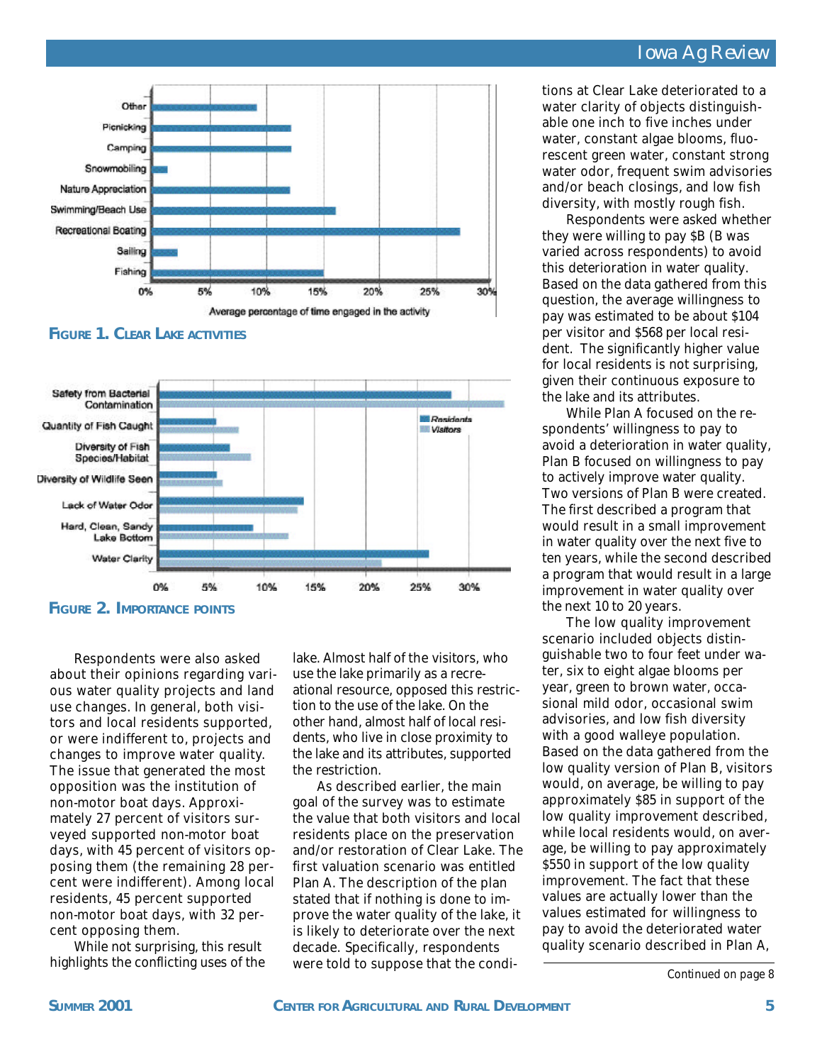**FIGURE 1. CLEAR LAKE ACTIVITIES**

**FIGURE 2. IMPORTANCE POINTS**

Respondents were also asked about their opinions regarding various water quality projects and land use changes. In general, both visitors and local residents supported, or were indifferent to, projects and changes to improve water quality. The issue that generated the most opposition was the institution of non-motor boat days. Approximately 27 percent of visitors surveyed supported non-motor boat days, with 45 percent of visitors opposing them (the remaining 28 percent were indifferent). Among local residents, 45 percent supported non-motor boat days, with 32 percent opposing them.

While not surprising, this result highlights the conflicting uses of the lake. Almost half of the visitors, who use the lake primarily as a recreational resource, opposed this restriction to the use of the lake. On the other hand, almost half of local residents, who live in close proximity to the lake and its attributes, supported the restriction.

As described earlier, the main goal of the survey was to estimate the value that both visitors and local residents place on the preservation and/or restoration of Clear Lake. The first valuation scenario was entitled Plan A. The description of the plan stated that if nothing is done to improve the water quality of the lake, it is likely to deteriorate over the next decade. Specifically, respondents were told to suppose that the conditions at Clear Lake deteriorated to a water clarity of objects distinguishable one inch to five inches under water, constant algae blooms, fluorescent green water, constant strong water odor, frequent swim advisories and/or beach closings, and low fish diversity, with mostly rough fish.

Respondents were asked whether they were willing to pay $B (B was varied across respondents) to avoid this deterioration in water quality. Based on the data gathered from this question, the average willingness to pay was estimated to be about $104 per visitor and $568 per local resident. The significantly higher value for local residents is not surprising, given their continuous exposure to the lake and its attributes.

While Plan A focused on the respondents' willingness to pay to avoid a deterioration in water quality, Plan B focused on willingness to pay to actively improve water quality. Two versions of Plan B were created. The first described a program that would result in a small improvement in water quality over the next five to ten years, while the second described a program that would result in a large improvement in water quality over the next 10 to 20 years.

The low quality improvement scenario included objects distinguishable two to four feet under water, six to eight algae blooms per year, green to brown water, occasional mild odor, occasional swim advisories, and low fish diversity with a good walleye population. Based on the data gathered from the low quality version of Plan B, visitors would, on average, be willing to pay approximately $85 in support of the low quality improvement described, while local residents would, on average, be willing to pay approximately $550 in support of the low quality improvement. The fact that these values are actually lower than the values estimated for willingness to pay to avoid the deteriorated water quality scenario described in Plan A,

*Continued on page 8*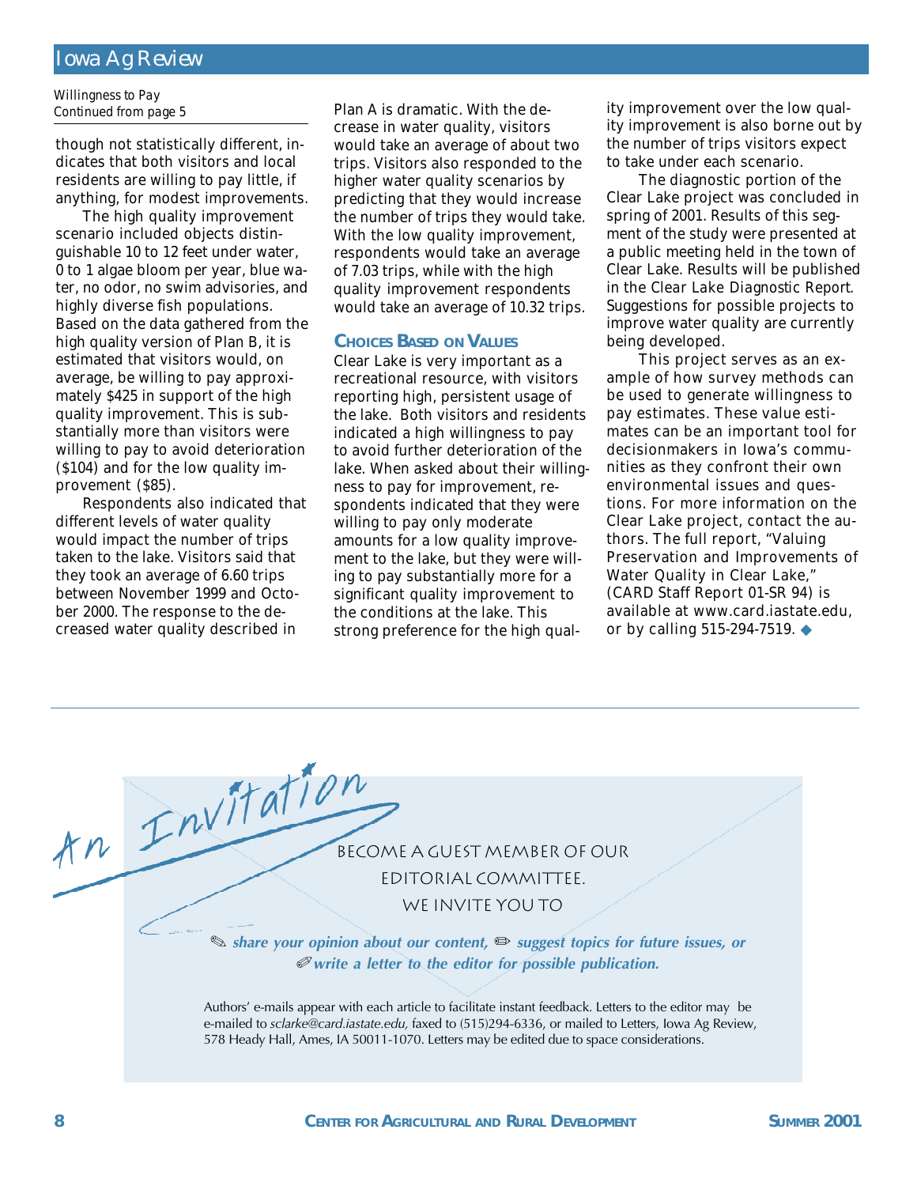*Willingness to Pay*
*Continued from page 5*

though not statistically different, indicates that both visitors and local residents are willing to pay little, if anything, for modest improvements.

The high quality improvement scenario included objects distinguishable 10 to 12 feet under water, 0 to 1 algae bloom per year, blue water, no odor, no swim advisories, and highly diverse fish populations. Based on the data gathered from the high quality version of Plan B, it is estimated that visitors would, on average, be willing to pay approximately $425 in support of the high quality improvement. This is substantially more than visitors were willing to pay to avoid deterioration ($104) and for the low quality improvement ($85).

Respondents also indicated that different levels of water quality would impact the number of trips taken to the lake. Visitors said that they took an average of 6.60 trips between November 1999 and October 2000. The response to the decreased water quality described in Plan A is dramatic. With the decrease in water quality, visitors would take an average of about two trips. Visitors also responded to the higher water quality scenarios by predicting that they would increase the number of trips they would take. With the low quality improvement, respondents would take an average of 7.03 trips, while with the high quality improvement respondents would take an average of 10.32 trips.

## Choices Based on Values

Clear Lake is very important as a recreational resource, with visitors reporting high, persistent usage of the lake. Both visitors and residents indicated a high willingness to pay to avoid further deterioration of the lake. When asked about their willingness to pay for improvement, respondents indicated that they were willing to pay only moderate amounts for a low quality improvement to the lake, but they were willing to pay substantially more for a significant quality improvement to the conditions at the lake. This strong preference for the high quality improvement over the low quality improvement is also borne out by the number of trips visitors expect to take under each scenario.

The diagnostic portion of the Clear Lake project was concluded in spring of 2001. Results of this segment of the study were presented at a public meeting held in the town of Clear Lake. Results will be published in the *Clear Lake Diagnostic Report*. Suggestions for possible projects to improve water quality are currently being developed.

This project serves as an example of how survey methods can be used to generate willingness to pay estimates. These value estimates can be an important tool for decisionmakers in Iowa's communities as they confront their own environmental issues and questions. For more information on the Clear Lake project, contact the authors. The full report, "Valuing Preservation and Improvements of Water Quality in Clear Lake," (CARD Staff Report 01-SR 94) is available at www.card.iastate.edu, or by calling 515-294-7519. ◆

---

## An Invitation

BECOME A GUEST MEMBER OF OUR EDITORIAL COMMITTEE.
WE INVITE YOU TO

✎ ***share your opinion about our content,*** ✏ ***suggest topics for future issues, or*** ✐ ***write a letter to the editor for possible publication.***

Authors' e-mails appear with each article to facilitate instant feedback. Letters to the editor may be e-mailed to *sclarke@card.iastate.edu,* faxed to (515)294-6336, or mailed to Letters, Iowa Ag Review, 578 Heady Hall, Ames, IA 50011-1070. Letters may be edited due to space considerations.